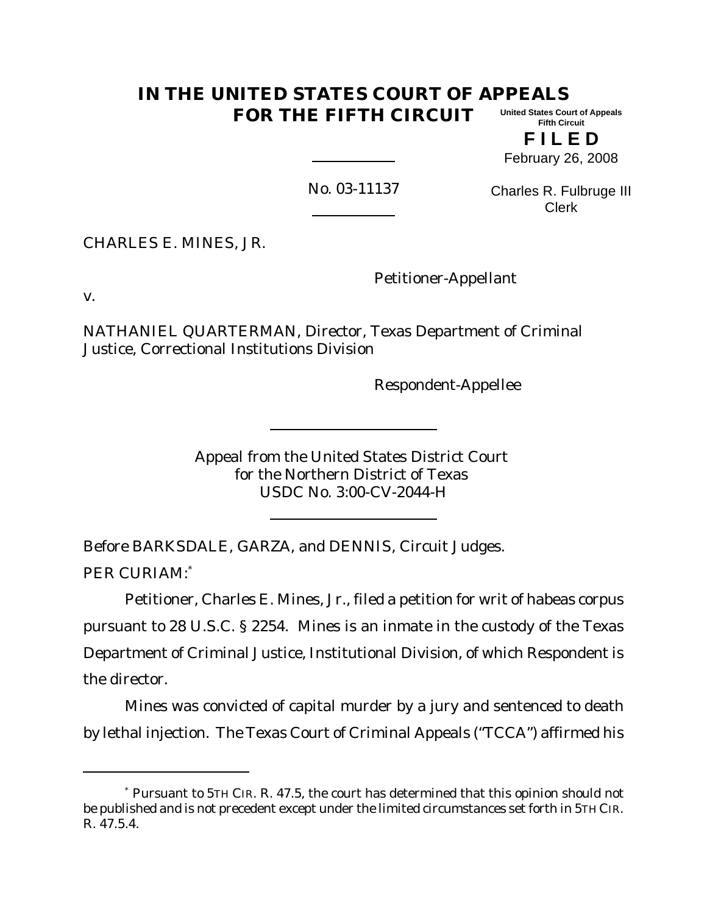# IN THE UNITED STATES COURT OF APPEALS FOR THE FIFTH CIRCUIT

United States Court of Appeals
Fifth Circuit

**F I L E D**

February 26, 2008

Charles R. Fulbruge III
Clerk

No. 03-11137

CHARLES E. MINES, JR.

Petitioner-Appellant

v.

NATHANIEL QUARTERMAN, Director, Texas Department of Criminal Justice, Correctional Institutions Division

Respondent-Appellee

Appeal from the United States District Court
for the Northern District of Texas
USDC No. 3:00-CV-2044-H

Before BARKSDALE, GARZA, and DENNIS, Circuit Judges.

PER CURIAM:*

Petitioner, Charles E. Mines, Jr., filed a petition for writ of habeas corpus pursuant to 28 U.S.C. § 2254. Mines is an inmate in the custody of the Texas Department of Criminal Justice, Institutional Division, of which Respondent is the director.

Mines was convicted of capital murder by a jury and sentenced to death by lethal injection. The Texas Court of Criminal Appeals ("TCCA") affirmed his

---

* Pursuant to 5TH CIR. R. 47.5, the court has determined that this opinion should not be published and is not precedent except under the limited circumstances set forth in 5TH CIR. R. 47.5.4.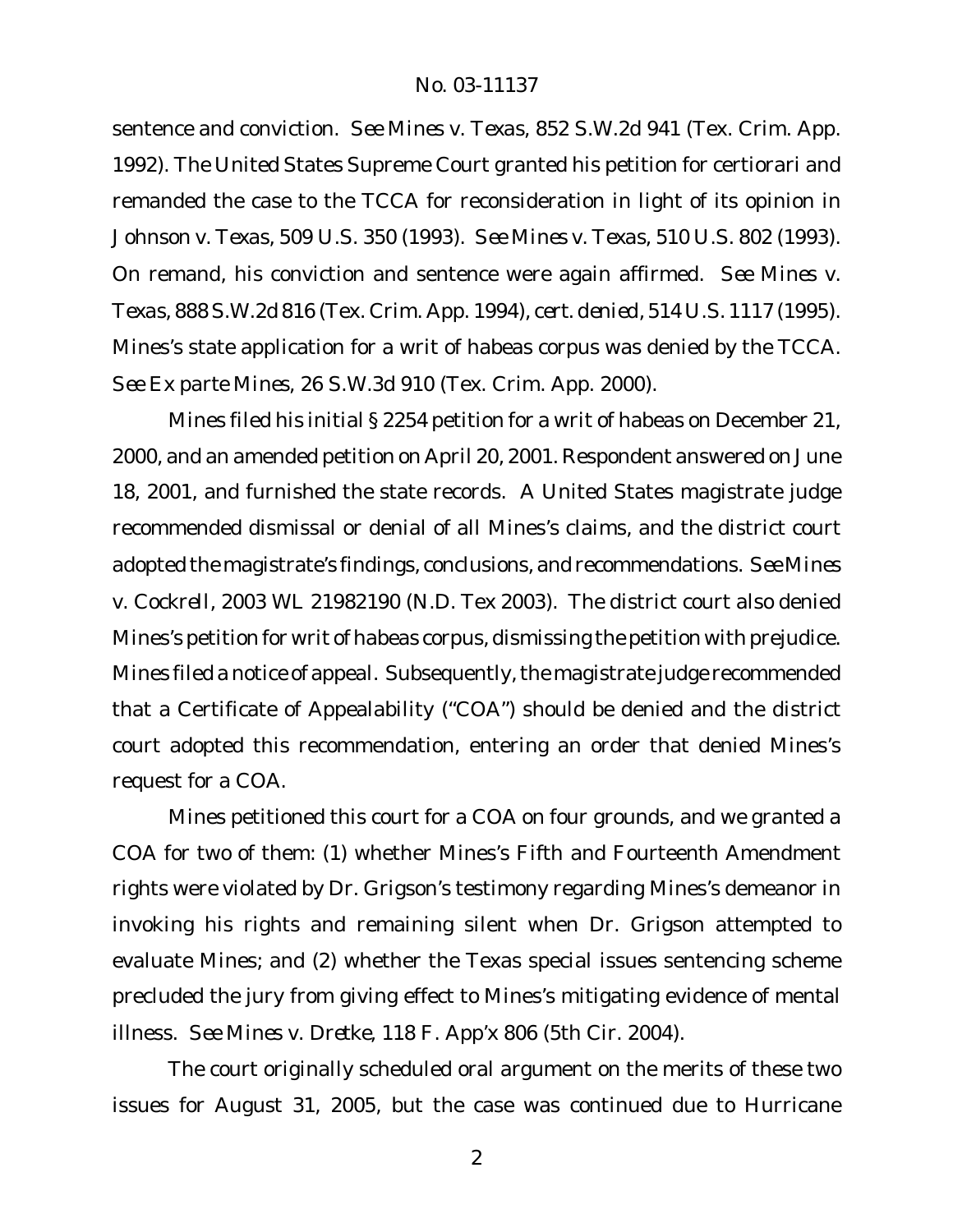sentence and conviction. *See Mines v. Texas*, 852 S.W.2d 941 (Tex. Crim. App. 1992). The United States Supreme Court granted his petition for certiorari and remanded the case to the TCCA for reconsideration in light of its opinion in *Johnson v. Texas*, 509 U.S. 350 (1993). *See Mines v. Texas*, 510 U.S. 802 (1993). On remand, his conviction and sentence were again affirmed. *See Mines v. Texas*, 888 S.W.2d 816 (Tex. Crim. App. 1994), *cert. denied*, 514 U.S. 1117 (1995). Mines's state application for a writ of habeas corpus was denied by the TCCA. *See Ex parte Mines*, 26 S.W.3d 910 (Tex. Crim. App. 2000).

Mines filed his initial § 2254 petition for a writ of habeas on December 21, 2000, and an amended petition on April 20, 2001. Respondent answered on June 18, 2001, and furnished the state records. A United States magistrate judge recommended dismissal or denial of all Mines's claims, and the district court adopted the magistrate's findings, conclusions, and recommendations. *See Mines v. Cockrell*, 2003 WL 21982190 (N.D. Tex 2003). The district court also denied Mines's petition for writ of habeas corpus, dismissing the petition with prejudice. Mines filed a notice of appeal. Subsequently, the magistrate judge recommended that a Certificate of Appealability ("COA") should be denied and the district court adopted this recommendation, entering an order that denied Mines's request for a COA.

Mines petitioned this court for a COA on four grounds, and we granted a COA for two of them: (1) whether Mines's Fifth and Fourteenth Amendment rights were violated by Dr. Grigson's testimony regarding Mines's demeanor in invoking his rights and remaining silent when Dr. Grigson attempted to evaluate Mines; and (2) whether the Texas special issues sentencing scheme precluded the jury from giving effect to Mines's mitigating evidence of mental illness. *See Mines v. Dretke*, 118 F. App'x 806 (5th Cir. 2004).

The court originally scheduled oral argument on the merits of these two issues for August 31, 2005, but the case was continued due to Hurricane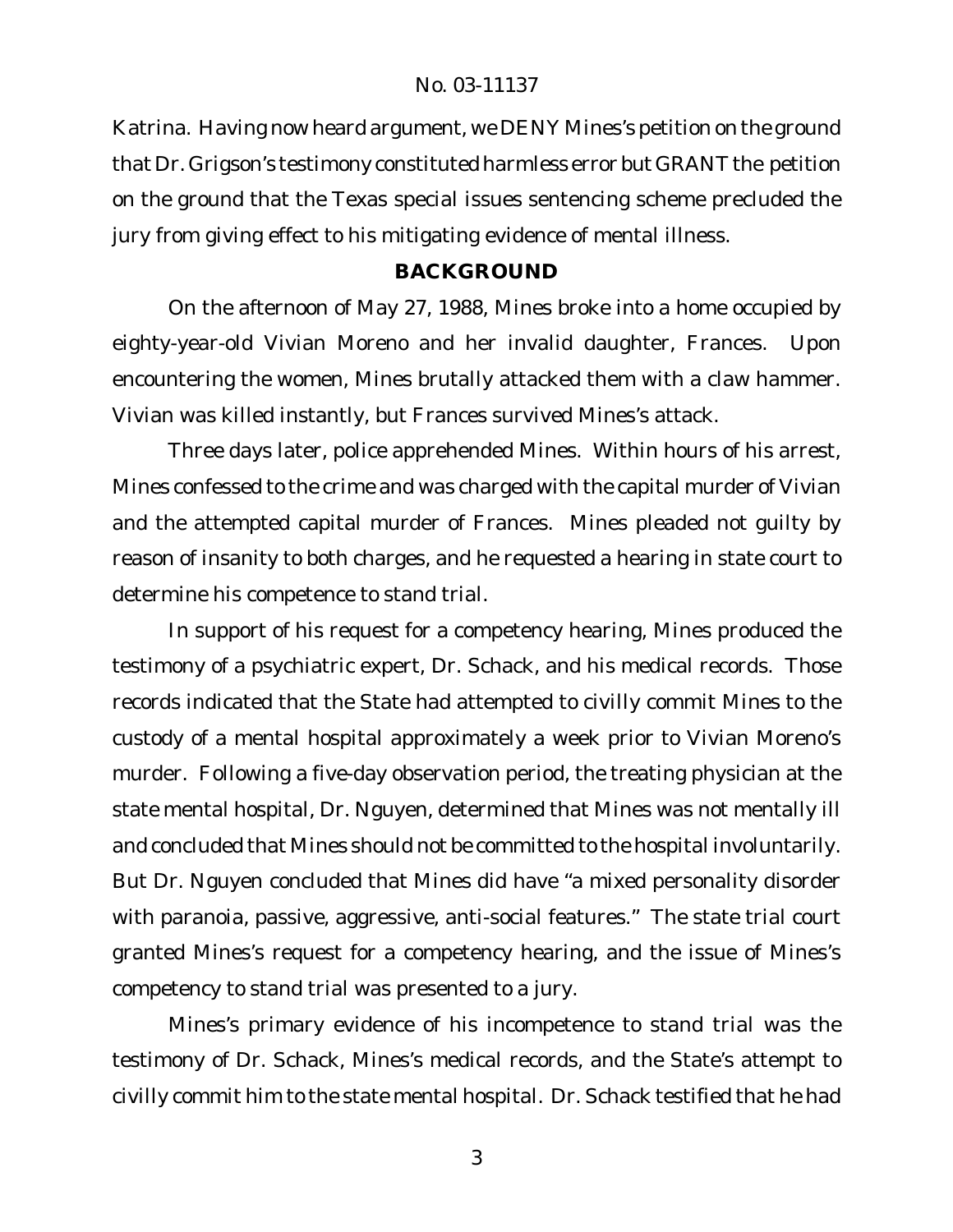Katrina. Having now heard argument, we DENY Mines's petition on the ground that Dr. Grigson's testimony constituted harmless error but GRANT the petition on the ground that the Texas special issues sentencing scheme precluded the jury from giving effect to his mitigating evidence of mental illness.

## BACKGROUND

On the afternoon of May 27, 1988, Mines broke into a home occupied by eighty-year-old Vivian Moreno and her invalid daughter, Frances. Upon encountering the women, Mines brutally attacked them with a claw hammer. Vivian was killed instantly, but Frances survived Mines's attack.

Three days later, police apprehended Mines. Within hours of his arrest, Mines confessed to the crime and was charged with the capital murder of Vivian and the attempted capital murder of Frances. Mines pleaded not guilty by reason of insanity to both charges, and he requested a hearing in state court to determine his competence to stand trial.

In support of his request for a competency hearing, Mines produced the testimony of a psychiatric expert, Dr. Schack, and his medical records. Those records indicated that the State had attempted to civilly commit Mines to the custody of a mental hospital approximately a week prior to Vivian Moreno's murder. Following a five-day observation period, the treating physician at the state mental hospital, Dr. Nguyen, determined that Mines was not mentally ill and concluded that Mines should not be committed to the hospital involuntarily. But Dr. Nguyen concluded that Mines did have "a mixed personality disorder with paranoia, passive, aggressive, anti-social features." The state trial court granted Mines's request for a competency hearing, and the issue of Mines's competency to stand trial was presented to a jury.

Mines's primary evidence of his incompetence to stand trial was the testimony of Dr. Schack, Mines's medical records, and the State's attempt to civilly commit him to the state mental hospital. Dr. Schack testified that he had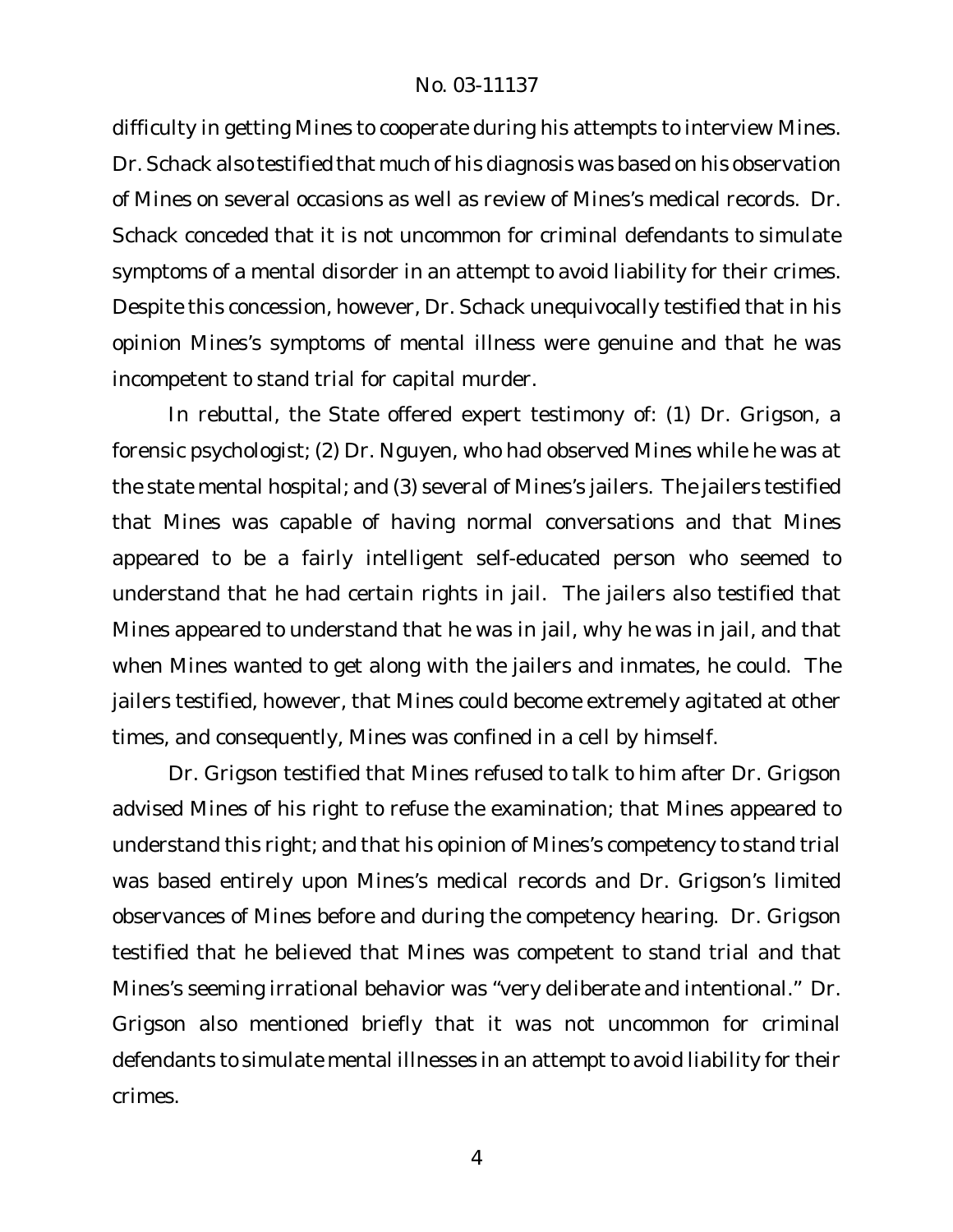difficulty in getting Mines to cooperate during his attempts to interview Mines. Dr. Schack also testified that much of his diagnosis was based on his observation of Mines on several occasions as well as review of Mines's medical records. Dr. Schack conceded that it is not uncommon for criminal defendants to simulate symptoms of a mental disorder in an attempt to avoid liability for their crimes. Despite this concession, however, Dr. Schack unequivocally testified that in his opinion Mines's symptoms of mental illness were genuine and that he was incompetent to stand trial for capital murder.

In rebuttal, the State offered expert testimony of: (1) Dr. Grigson, a forensic psychologist; (2) Dr. Nguyen, who had observed Mines while he was at the state mental hospital; and (3) several of Mines's jailers. The jailers testified that Mines was capable of having normal conversations and that Mines appeared to be a fairly intelligent self-educated person who seemed to understand that he had certain rights in jail. The jailers also testified that Mines appeared to understand that he was in jail, why he was in jail, and that when Mines wanted to get along with the jailers and inmates, he could. The jailers testified, however, that Mines could become extremely agitated at other times, and consequently, Mines was confined in a cell by himself.

Dr. Grigson testified that Mines refused to talk to him after Dr. Grigson advised Mines of his right to refuse the examination; that Mines appeared to understand this right; and that his opinion of Mines's competency to stand trial was based entirely upon Mines's medical records and Dr. Grigson's limited observances of Mines before and during the competency hearing. Dr. Grigson testified that he believed that Mines was competent to stand trial and that Mines's seeming irrational behavior was "very deliberate and intentional." Dr. Grigson also mentioned briefly that it was not uncommon for criminal defendants to simulate mental illnesses in an attempt to avoid liability for their crimes.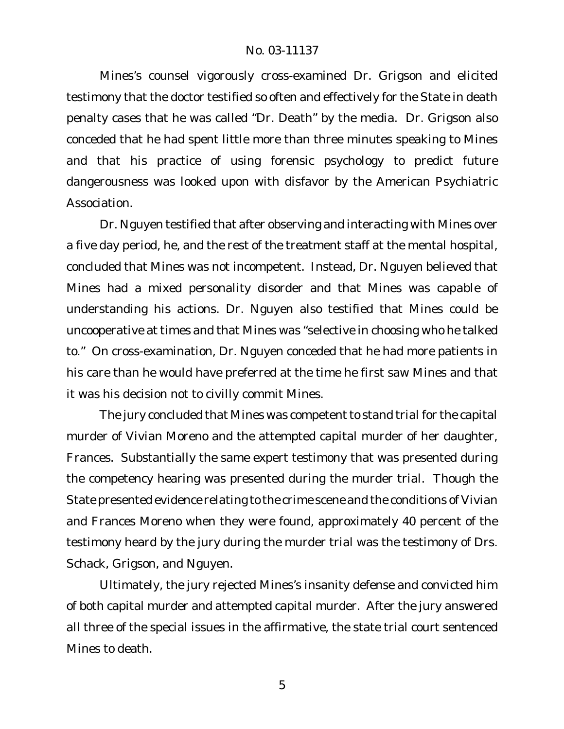Mines's counsel vigorously cross-examined Dr. Grigson and elicited testimony that the doctor testified so often and effectively for the State in death penalty cases that he was called "Dr. Death" by the media. Dr. Grigson also conceded that he had spent little more than three minutes speaking to Mines and that his practice of using forensic psychology to predict future dangerousness was looked upon with disfavor by the American Psychiatric Association.

Dr. Nguyen testified that after observing and interacting with Mines over a five day period, he, and the rest of the treatment staff at the mental hospital, concluded that Mines was not incompetent. Instead, Dr. Nguyen believed that Mines had a mixed personality disorder and that Mines was capable of understanding his actions. Dr. Nguyen also testified that Mines could be uncooperative at times and that Mines was "selective in choosing who he talked to." On cross-examination, Dr. Nguyen conceded that he had more patients in his care than he would have preferred at the time he first saw Mines and that it was his decision not to civilly commit Mines.

The jury concluded that Mines was competent to stand trial for the capital murder of Vivian Moreno and the attempted capital murder of her daughter, Frances. Substantially the same expert testimony that was presented during the competency hearing was presented during the murder trial. Though the State presented evidence relating to the crime scene and the conditions of Vivian and Frances Moreno when they were found, approximately 40 percent of the testimony heard by the jury during the murder trial was the testimony of Drs. Schack, Grigson, and Nguyen.

Ultimately, the jury rejected Mines's insanity defense and convicted him of both capital murder and attempted capital murder. After the jury answered all three of the special issues in the affirmative, the state trial court sentenced Mines to death.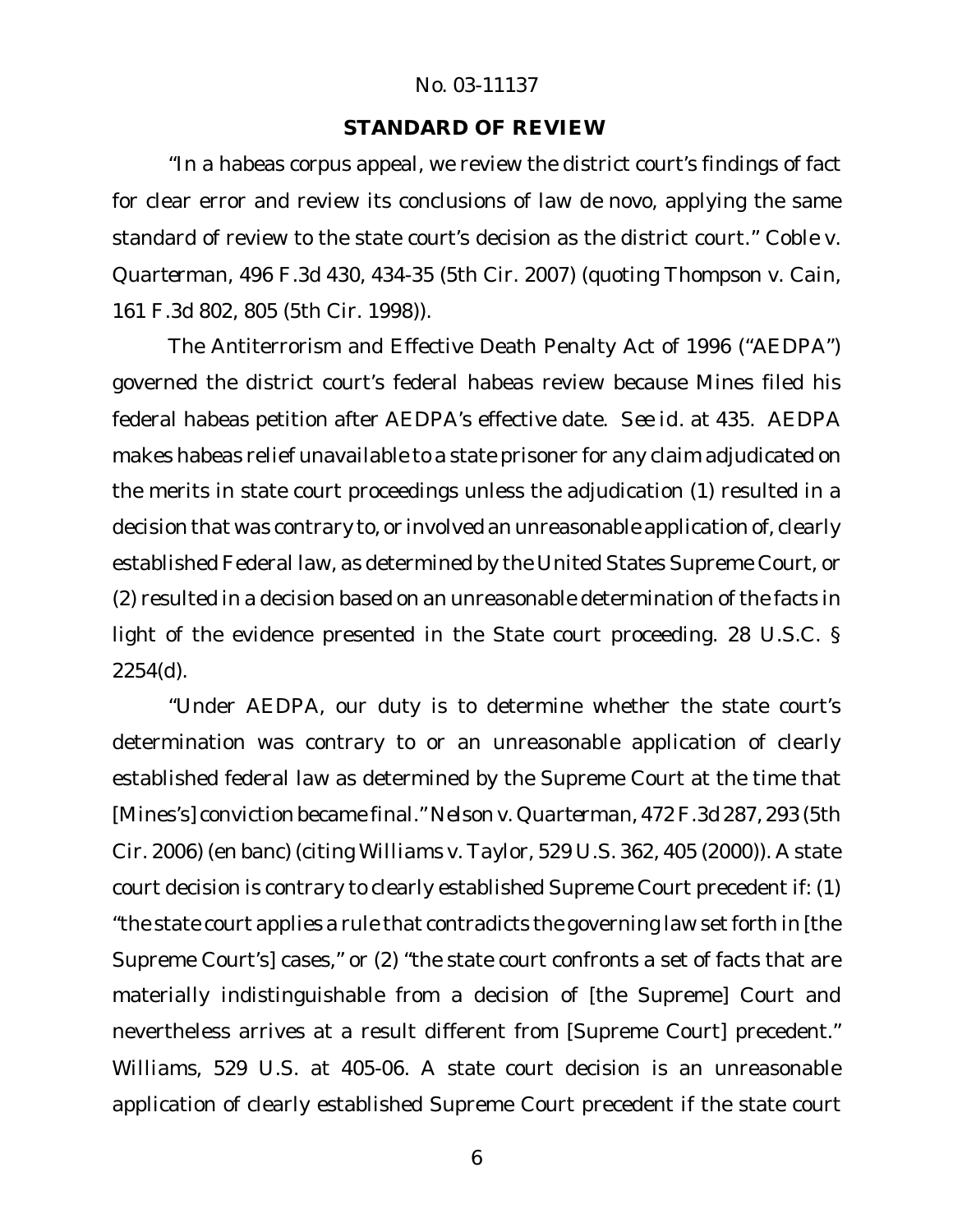## STANDARD OF REVIEW

"In a habeas corpus appeal, we review the district court's findings of fact for clear error and review its conclusions of law de novo, applying the same standard of review to the state court's decision as the district court." *Coble v. Quarterman*, 496 F.3d 430, 434-35 (5th Cir. 2007) (quoting *Thompson v. Cain*, 161 F.3d 802, 805 (5th Cir. 1998)).

The Antiterrorism and Effective Death Penalty Act of 1996 ("AEDPA") governed the district court's federal habeas review because Mines filed his federal habeas petition after AEDPA's effective date. *See id.* at 435. AEDPA makes habeas relief unavailable to a state prisoner for any claim adjudicated on the merits in state court proceedings unless the adjudication (1) resulted in a decision that was contrary to, or involved an unreasonable application of, clearly established Federal law, as determined by the United States Supreme Court, or (2) resulted in a decision based on an unreasonable determination of the facts in light of the evidence presented in the State court proceeding. 28 U.S.C. § 2254(d).

"Under AEDPA, our duty is to determine whether the state court's determination was contrary to or an unreasonable application of clearly established federal law as determined by the Supreme Court at the time that [Mines's] conviction became final." *Nelson v. Quarterman*, 472 F.3d 287, 293 (5th Cir. 2006) (en banc) (citing *Williams v. Taylor*, 529 U.S. 362, 405 (2000)). A state court decision is contrary to clearly established Supreme Court precedent if: (1) "the state court applies a rule that contradicts the governing law set forth in [the Supreme Court's] cases," or (2) "the state court confronts a set of facts that are materially indistinguishable from a decision of [the Supreme] Court and nevertheless arrives at a result different from [Supreme Court] precedent." *Williams*, 529 U.S. at 405-06. A state court decision is an unreasonable application of clearly established Supreme Court precedent if the state court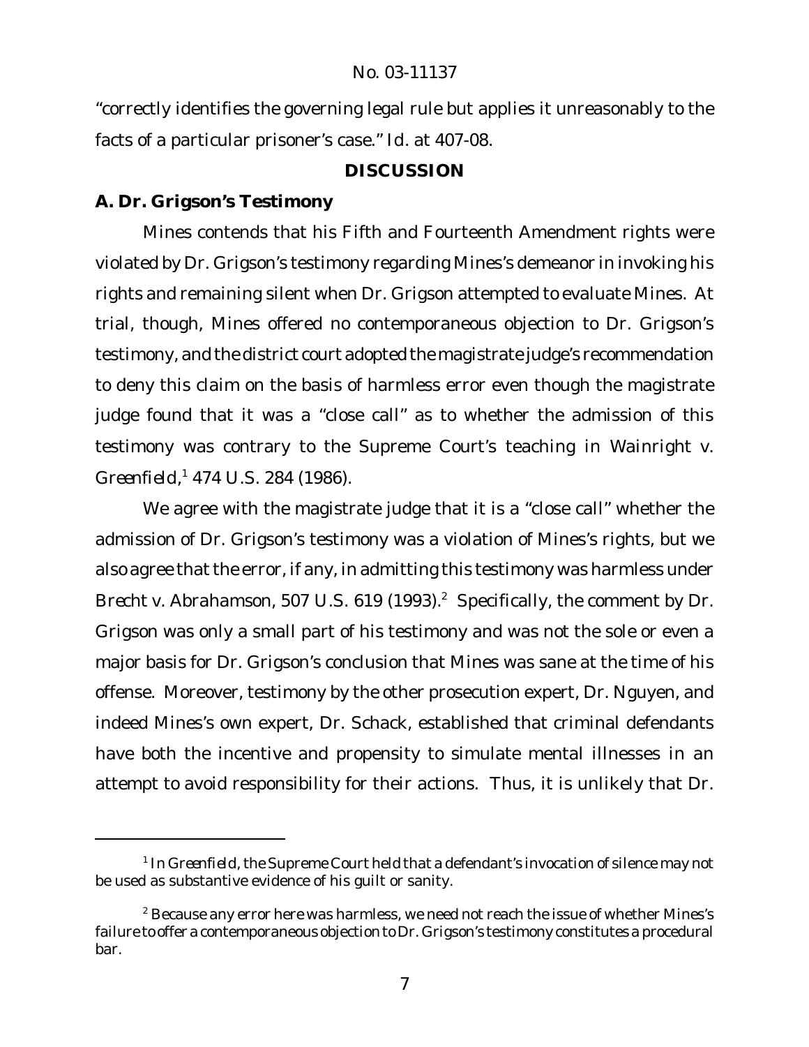"correctly identifies the governing legal rule but applies it unreasonably to the facts of a particular prisoner's case." *Id.* at 407-08.

## DISCUSSION

### A. Dr. Grigson's Testimony

Mines contends that his Fifth and Fourteenth Amendment rights were violated by Dr. Grigson's testimony regarding Mines's demeanor in invoking his rights and remaining silent when Dr. Grigson attempted to evaluate Mines. At trial, though, Mines offered no contemporaneous objection to Dr. Grigson's testimony, and the district court adopted the magistrate judge's recommendation to deny this claim on the basis of harmless error even though the magistrate judge found that it was a "close call" as to whether the admission of this testimony was contrary to the Supreme Court's teaching in *Wainright v. Greenfield*,[1] 474 U.S. 284 (1986).

We agree with the magistrate judge that it is a "close call" whether the admission of Dr. Grigson's testimony was a violation of Mines's rights, but we also agree that the error, if any, in admitting this testimony was harmless under *Brecht v. Abrahamson*, 507 U.S. 619 (1993).[2] Specifically, the comment by Dr. Grigson was only a small part of his testimony and was not the sole or even a major basis for Dr. Grigson's conclusion that Mines was sane at the time of his offense. Moreover, testimony by the other prosecution expert, Dr. Nguyen, and indeed Mines's own expert, Dr. Schack, established that criminal defendants have both the incentive and propensity to simulate mental illnesses in an attempt to avoid responsibility for their actions. Thus, it is unlikely that Dr.

---

[1] In *Greenfield*, the Supreme Court held that a defendant's invocation of silence may not be used as substantive evidence of his guilt or sanity.

[2] Because any error here was harmless, we need not reach the issue of whether Mines's failure to offer a contemporaneous objection to Dr. Grigson's testimony constitutes a procedural bar.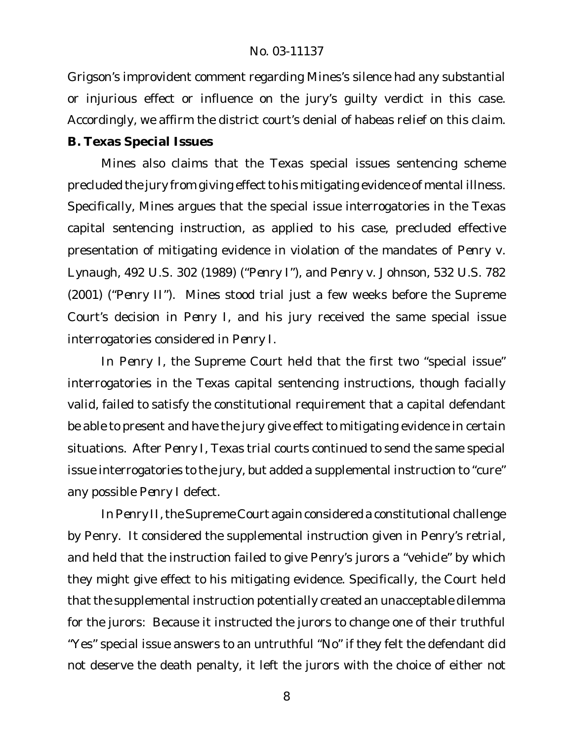Grigson's improvident comment regarding Mines's silence had any substantial or injurious effect or influence on the jury's guilty verdict in this case. Accordingly, we affirm the district court's denial of habeas relief on this claim.

**B. Texas Special Issues**

Mines also claims that the Texas special issues sentencing scheme precluded the jury from giving effect to his mitigating evidence of mental illness. Specifically, Mines argues that the special issue interrogatories in the Texas capital sentencing instruction, as applied to his case, precluded effective presentation of mitigating evidence in violation of the mandates of *Penry v. Lynaugh*, 492 U.S. 302 (1989) ("*Penry I*"), and *Penry v. Johnson*, 532 U.S. 782 (2001) ("*Penry II*"). Mines stood trial just a few weeks before the Supreme Court's decision in *Penry I*, and his jury received the same special issue interrogatories considered in *Penry I*.

In *Penry I*, the Supreme Court held that the first two "special issue" interrogatories in the Texas capital sentencing instructions, though facially valid, failed to satisfy the constitutional requirement that a capital defendant be able to present and have the jury give effect to mitigating evidence in certain situations. After *Penry I*, Texas trial courts continued to send the same special issue interrogatories to the jury, but added a supplemental instruction to "cure" any possible *Penry I* defect.

In *Penry II*, the Supreme Court again considered a constitutional challenge by Penry. It considered the supplemental instruction given in Penry's retrial, and held that the instruction failed to give Penry's jurors a "vehicle" by which they might give effect to his mitigating evidence. Specifically, the Court held that the supplemental instruction potentially created an unacceptable dilemma for the jurors: Because it instructed the jurors to change one of their truthful "Yes" special issue answers to an untruthful "No" if they felt the defendant did not deserve the death penalty, it left the jurors with the choice of either not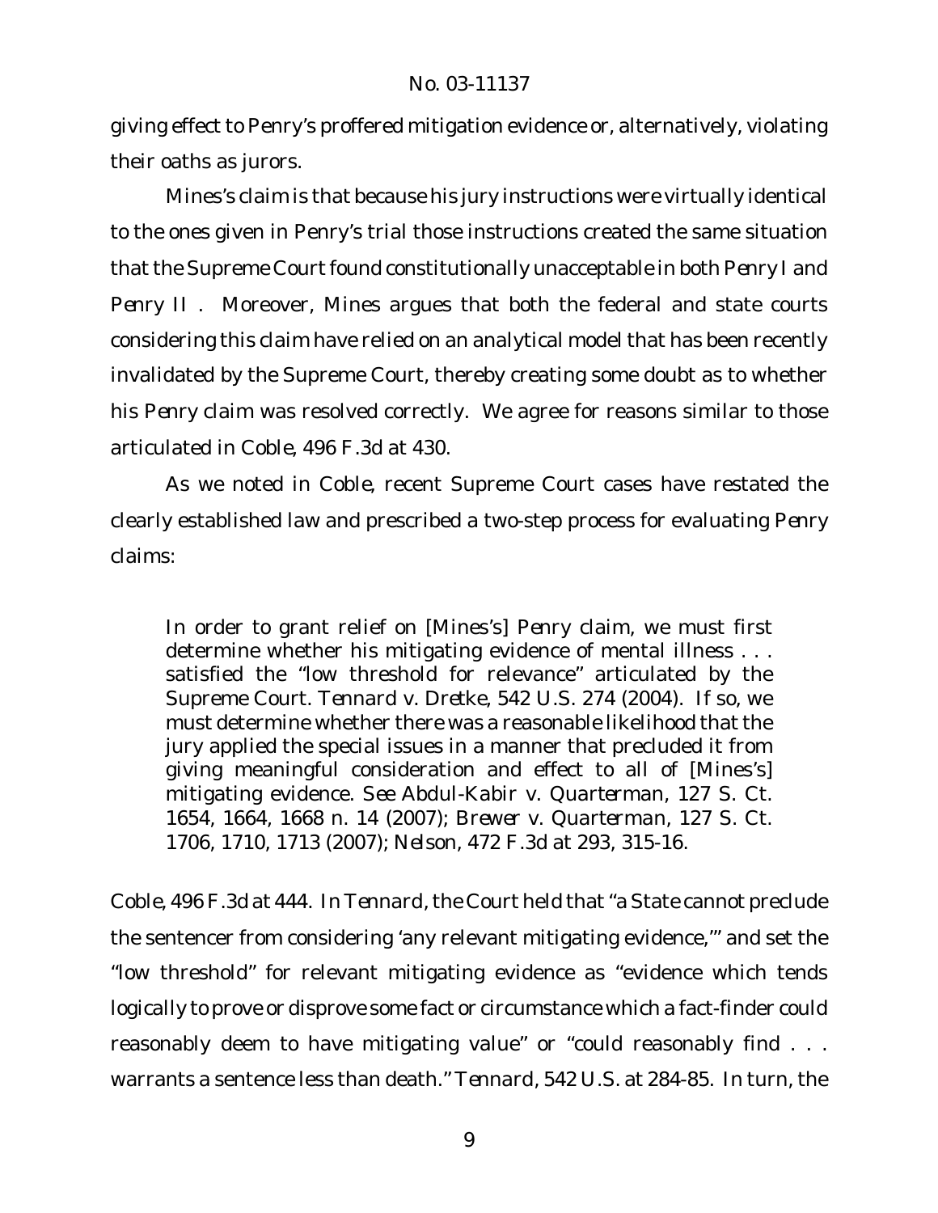giving effect to Penry's proffered mitigation evidence or, alternatively, violating their oaths as jurors.

Mines's claim is that because his jury instructions were virtually identical to the ones given in Penry's trial those instructions created the same situation that the Supreme Court found constitutionally unacceptable in both *Penry I* and *Penry II* . Moreover, Mines argues that both the federal and state courts considering this claim have relied on an analytical model that has been recently invalidated by the Supreme Court, thereby creating some doubt as to whether his *Penry* claim was resolved correctly. We agree for reasons similar to those articulated in *Coble*, 496 F.3d at 430.

As we noted in *Coble*, recent Supreme Court cases have restated the clearly established law and prescribed a two-step process for evaluating *Penry* claims:

> In order to grant relief on [Mines's] *Penry* claim, we must first determine whether his mitigating evidence of mental illness . . . satisfied the "low threshold for relevance" articulated by the Supreme Court. *Tennard v. Dretke*, 542 U.S. 274 (2004). If so, we must determine whether there was a reasonable likelihood that the jury applied the special issues in a manner that precluded it from giving meaningful consideration and effect to all of [Mines's] mitigating evidence. *See Abdul-Kabir v. Quarterman*, 127 S. Ct. 1654, 1664, 1668 n. 14 (2007); *Brewer v. Quarterman*, 127 S. Ct. 1706, 1710, 1713 (2007); *Nelson*, 472 F.3d at 293, 315-16.

*Coble*, 496 F.3d at 444. In *Tennard*, the Court held that "a State cannot preclude the sentencer from considering 'any relevant mitigating evidence,'" and set the "low threshold" for relevant mitigating evidence as "evidence which tends logically to prove or disprove some fact or circumstance which a fact-finder could reasonably deem to have mitigating value" or "could reasonably find . . . warrants a sentence less than death." *Tennard*, 542 U.S. at 284-85. In turn, the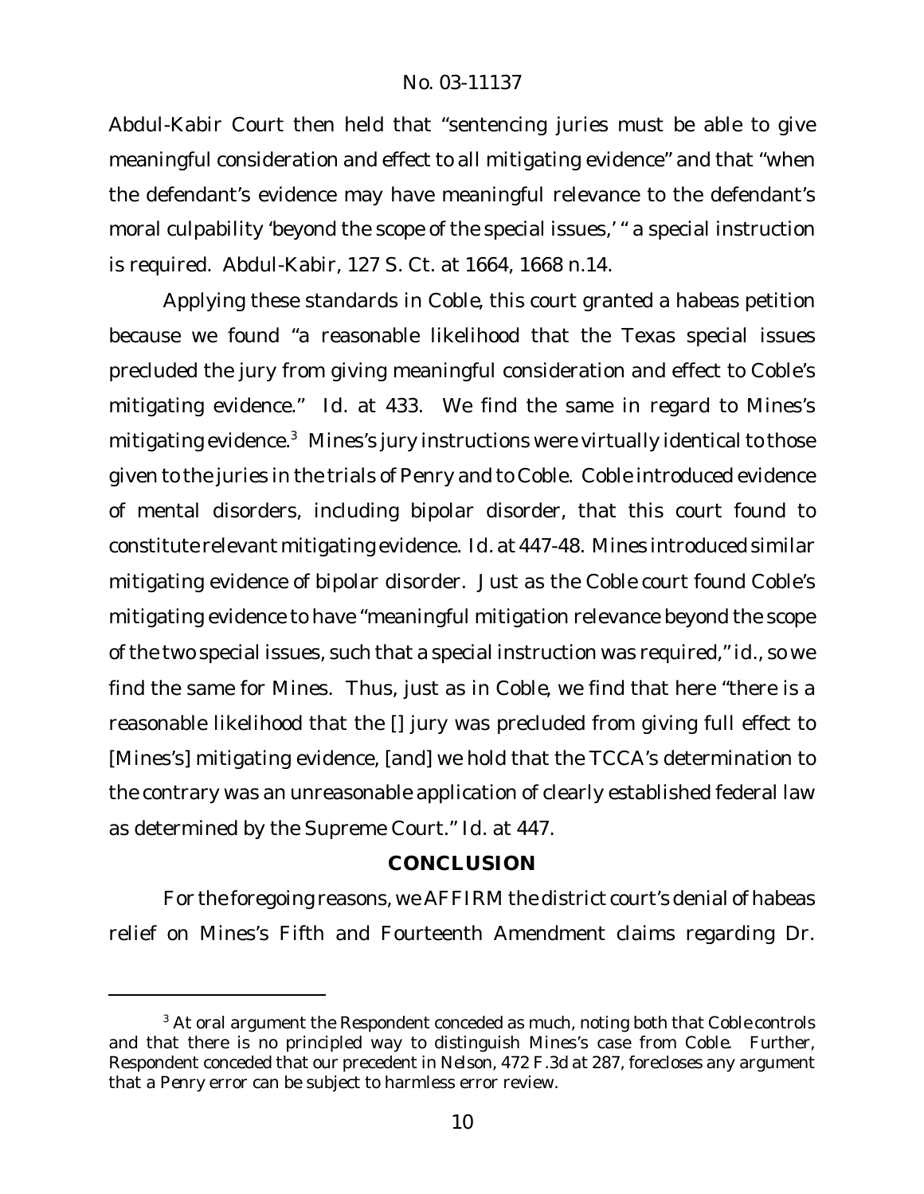Abdul-Kabir Court then held that "sentencing juries must be able to give meaningful consideration and effect to all mitigating evidence" and that "when the defendant's evidence may have meaningful relevance to the defendant's moral culpability 'beyond the scope of the special issues,' " a special instruction is required. *Abdul-Kabir*, 127 S. Ct. at 1664, 1668 n.14.

Applying these standards in *Coble*, this court granted a habeas petition because we found "a reasonable likelihood that the Texas special issues precluded the jury from giving meaningful consideration and effect to Coble's mitigating evidence." *Id.* at 433. We find the same in regard to Mines's mitigating evidence.[3] Mines's jury instructions were virtually identical to those given to the juries in the trials of Penry and to Coble. Coble introduced evidence of mental disorders, including bipolar disorder, that this court found to constitute relevant mitigating evidence. *Id.* at 447-48. Mines introduced similar mitigating evidence of bipolar disorder. Just as the *Coble* court found Coble's mitigating evidence to have "meaningful mitigation relevance beyond the scope of the two special issues, such that a special instruction was required," *id.*, so we find the same for Mines. Thus, just as in *Coble*, we find that here "there is a reasonable likelihood that the [] jury was precluded from giving full effect to [Mines's] mitigating evidence, [and] we hold that the TCCA's determination to the contrary was an unreasonable application of clearly established federal law as determined by the Supreme Court." *Id.* at 447.

## CONCLUSION

For the foregoing reasons, we AFFIRM the district court's denial of habeas relief on Mines's Fifth and Fourteenth Amendment claims regarding Dr.

---

[3] At oral argument the Respondent conceded as much, noting both that *Coble* controls and that there is no principled way to distinguish Mines's case from *Coble*. Further, Respondent conceded that our precedent in *Nelson*, 472 F.3d at 287, forecloses any argument that a *Penry* error can be subject to harmless error review.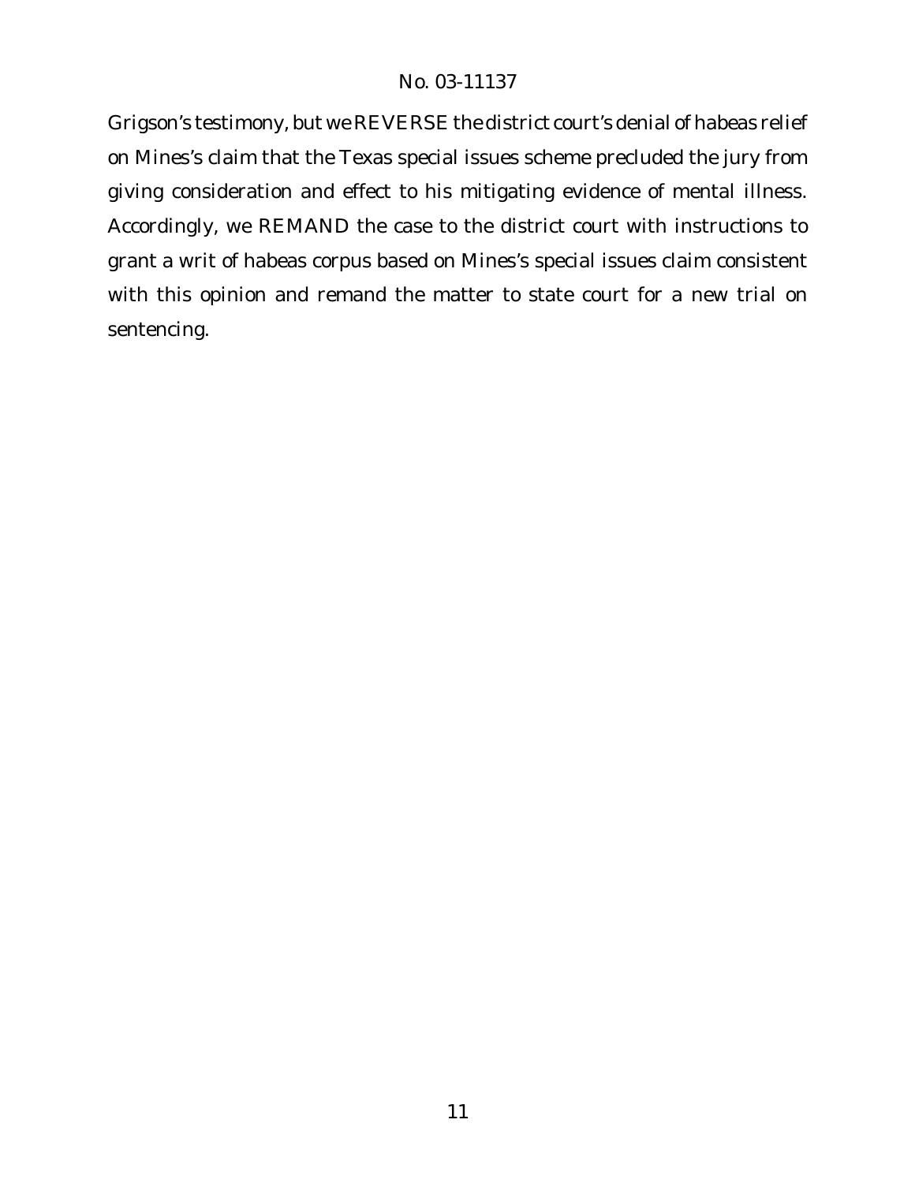Grigson's testimony, but we REVERSE the district court's denial of habeas relief on Mines's claim that the Texas special issues scheme precluded the jury from giving consideration and effect to his mitigating evidence of mental illness. Accordingly, we REMAND the case to the district court with instructions to grant a writ of habeas corpus based on Mines's special issues claim consistent with this opinion and remand the matter to state court for a new trial on sentencing.